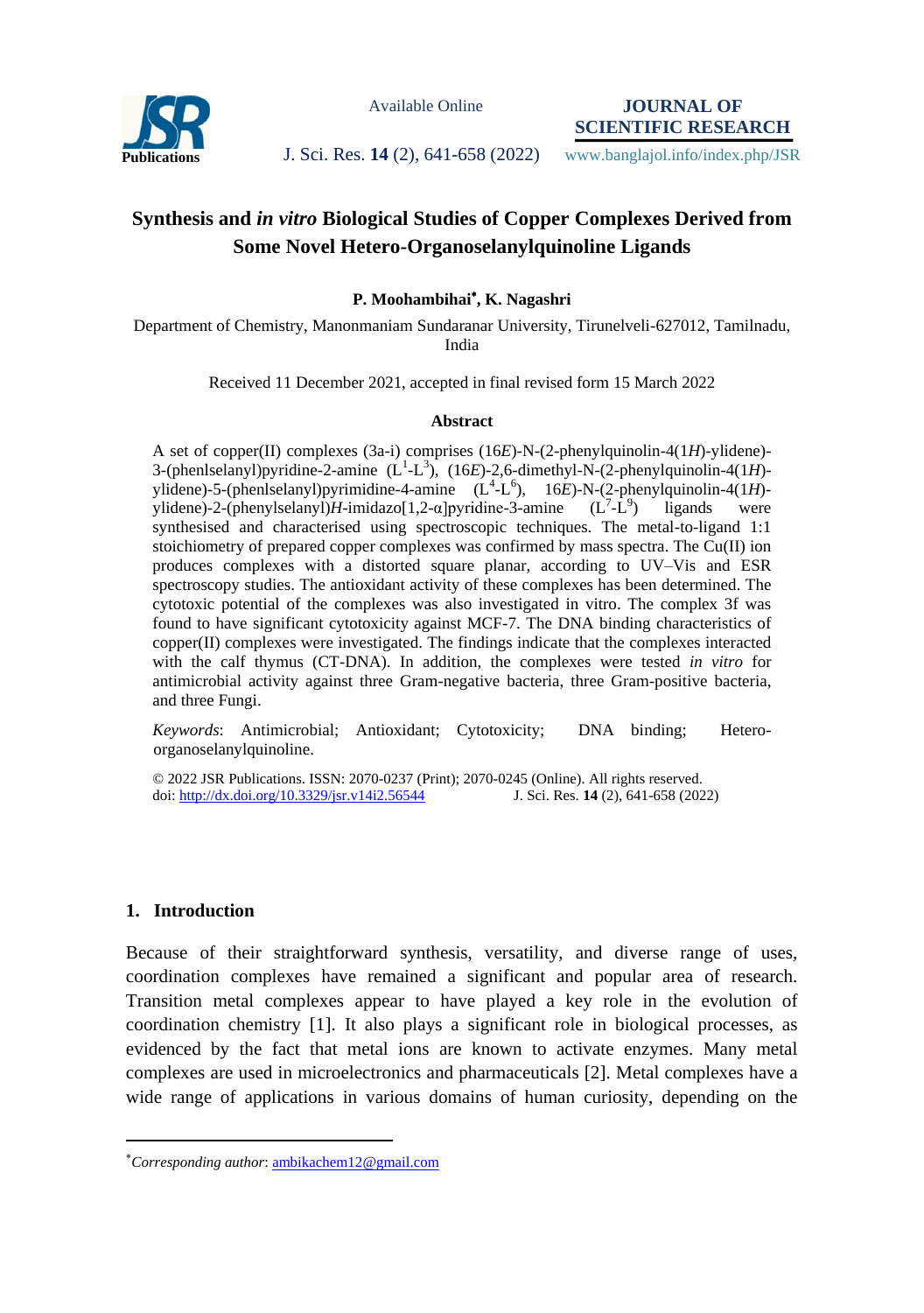# Synthesis and *in vitro* Biological Studies of Copper Complexes Derived from Some Novel Hetero-Organoselanylquinoline Ligands

**P. Moohambihai*, K. Nagashri**

Department of Chemistry, Manonmaniam Sundaranar University, Tirunelveli-627012, Tamilnadu, India

Received 11 December 2021, accepted in final revised form 15 March 2022

### Abstract

A set of copper(II) complexes (3a-i) comprises (16*E*)-N-(2-phenylquinolin-4(1*H*)-ylidene)-3-(phenlselanyl)pyridine-2-amine ($L^1$-$L^3$), (16*E*)-2,6-dimethyl-N-(2-phenylquinolin-4(1*H*)-ylidene)-5-(phenlselanyl)pyrimidine-4-amine ($L^4$-$L^6$), 16*E*)-N-(2-phenylquinolin-4(1*H*)-ylidene)-2-(phenylselanyl)*H*-imidazo[1,2-α]pyridine-3-amine ($L^7$-$L^9$) ligands were synthesised and characterised using spectroscopic techniques. The metal-to-ligand 1:1 stoichiometry of prepared copper complexes was confirmed by mass spectra. The Cu(II) ion produces complexes with a distorted square planar, according to UV–Vis and ESR spectroscopy studies. The antioxidant activity of these complexes has been determined. The cytotoxic potential of the complexes was also investigated in vitro. The complex 3f was found to have significant cytotoxicity against MCF-7. The DNA binding characteristics of copper(II) complexes were investigated. The findings indicate that the complexes interacted with the calf thymus (CT-DNA). In addition, the complexes were tested *in vitro* for antimicrobial activity against three Gram-negative bacteria, three Gram-positive bacteria, and three Fungi.

*Keywords*: Antimicrobial; Antioxidant; Cytotoxicity; DNA binding; Hetero-organoselanylquinoline.

© 2022 JSR Publications. ISSN: 2070-0237 (Print); 2070-0245 (Online). All rights reserved.
doi: http://dx.doi.org/10.3329/jsr.v14i2.56544

## 1. Introduction

Because of their straightforward synthesis, versatility, and diverse range of uses, coordination complexes have remained a significant and popular area of research. Transition metal complexes appear to have played a key role in the evolution of coordination chemistry [1]. It also plays a significant role in biological processes, as evidenced by the fact that metal ions are known to activate enzymes. Many metal complexes are used in microelectronics and pharmaceuticals [2]. Metal complexes have a wide range of applications in various domains of human curiosity, depending on the

*Corresponding author: ambikachem12@gmail.com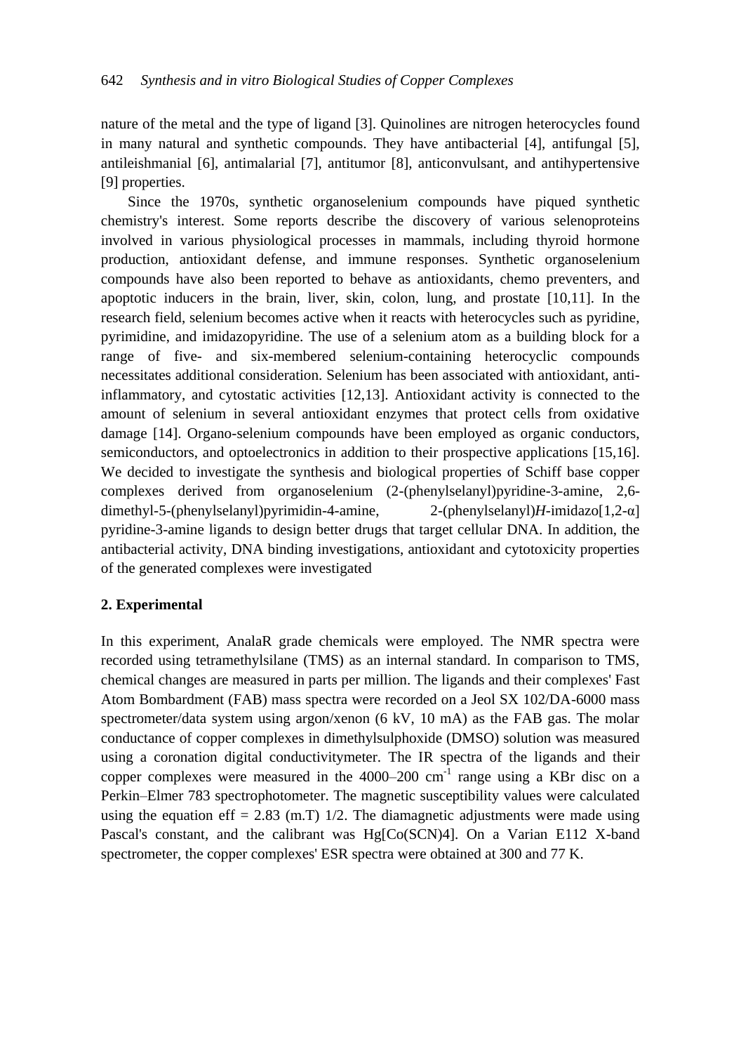nature of the metal and the type of ligand [3]. Quinolines are nitrogen heterocycles found in many natural and synthetic compounds. They have antibacterial [4], antifungal [5], antileishmanial [6], antimalarial [7], antitumor [8], anticonvulsant, and antihypertensive [9] properties.

Since the 1970s, synthetic organoselenium compounds have piqued synthetic chemistry's interest. Some reports describe the discovery of various selenoproteins involved in various physiological processes in mammals, including thyroid hormone production, antioxidant defense, and immune responses. Synthetic organoselenium compounds have also been reported to behave as antioxidants, chemo preventers, and apoptotic inducers in the brain, liver, skin, colon, lung, and prostate [10,11]. In the research field, selenium becomes active when it reacts with heterocycles such as pyridine, pyrimidine, and imidazopyridine. The use of a selenium atom as a building block for a range of five- and six-membered selenium-containing heterocyclic compounds necessitates additional consideration. Selenium has been associated with antioxidant, anti-inflammatory, and cytostatic activities [12,13]. Antioxidant activity is connected to the amount of selenium in several antioxidant enzymes that protect cells from oxidative damage [14]. Organo-selenium compounds have been employed as organic conductors, semiconductors, and optoelectronics in addition to their prospective applications [15,16]. We decided to investigate the synthesis and biological properties of Schiff base copper complexes derived from organoselenium (2-(phenylselanyl)pyridine-3-amine, 2,6-dimethyl-5-(phenylselanyl)pyrimidin-4-amine, 2-(phenylselanyl)*H*-imidazo[1,2-α] pyridine-3-amine ligands to design better drugs that target cellular DNA. In addition, the antibacterial activity, DNA binding investigations, antioxidant and cytotoxicity properties of the generated complexes were investigated

## 2. Experimental

In this experiment, AnalaR grade chemicals were employed. The NMR spectra were recorded using tetramethylsilane (TMS) as an internal standard. In comparison to TMS, chemical changes are measured in parts per million. The ligands and their complexes' Fast Atom Bombardment (FAB) mass spectra were recorded on a Jeol SX 102/DA-6000 mass spectrometer/data system using argon/xenon (6 kV, 10 mA) as the FAB gas. The molar conductance of copper complexes in dimethylsulphoxide (DMSO) solution was measured using a coronation digital conductivitymeter. The IR spectra of the ligands and their copper complexes were measured in the 4000–200 $cm^{-1}$ range using a KBr disc on a Perkin–Elmer 783 spectrophotometer. The magnetic susceptibility values were calculated using the equation eff = 2.83 (m.T) 1/2. The diamagnetic adjustments were made using Pascal's constant, and the calibrant was Hg[Co(SCN)4]. On a Varian E112 X-band spectrometer, the copper complexes' ESR spectra were obtained at 300 and 77 K.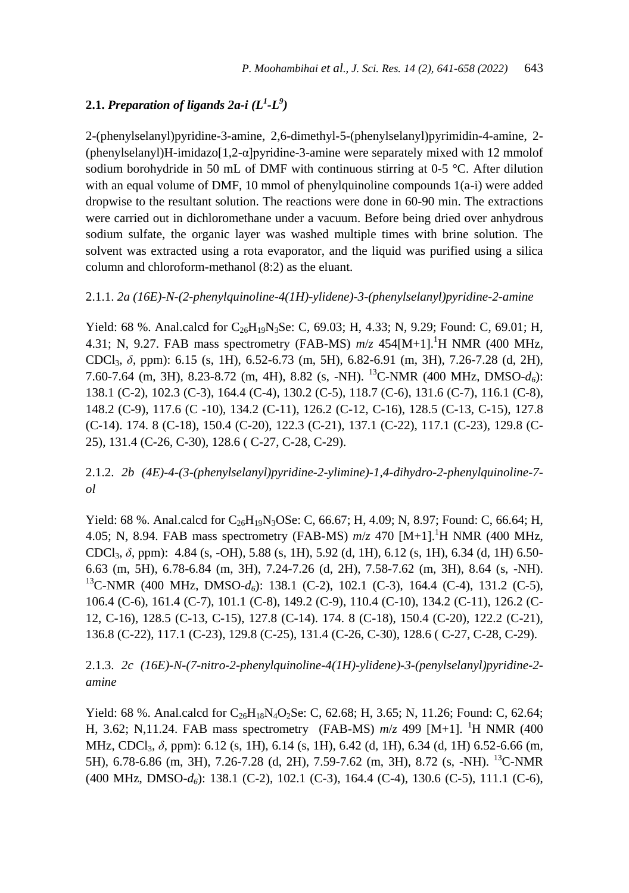## 2.1. *Preparation of ligands 2a-i ($L^1$-$L^9$)*

2-(phenylselanyl)pyridine-3-amine, 2,6-dimethyl-5-(phenylselanyl)pyrimidin-4-amine, 2-(phenylselanyl)H-imidazo[1,2-α]pyridine-3-amine were separately mixed with 12 mmolof sodium borohydride in 50 mL of DMF with continuous stirring at 0-5 °C. After dilution with an equal volume of DMF, 10 mmol of phenylquinoline compounds 1(a-i) were added dropwise to the resultant solution. The reactions were done in 60-90 min. The extractions were carried out in dichloromethane under a vacuum. Before being dried over anhydrous sodium sulfate, the organic layer was washed multiple times with brine solution. The solvent was extracted using a rota evaporator, and the liquid was purified using a silica column and chloroform-methanol (8:2) as the eluant.

### 2.1.1. *2a (16E)-N-(2-phenylquinoline-4(1H)-ylidene)-3-(phenylselanyl)pyridine-2-amine*

Yield: 68 %. Anal.calcd for $C_{26}H_{19}N_3Se$: C, 69.03; H, 4.33; N, 9.29; Found: C, 69.01; H, 4.31; N, 9.27. FAB mass spectrometry (FAB-MS) *m*/*z* 454[M+1].$^1$H NMR (400 MHz, $CDCl_3$, *δ*, ppm): 6.15 (s, 1H), 6.52-6.73 (m, 5H), 6.82-6.91 (m, 3H), 7.26-7.28 (d, 2H), 7.60-7.64 (m, 3H), 8.23-8.72 (m, 4H), 8.82 (s, -NH). $^{13}$C-NMR (400 MHz, DMSO-$d_6$): 138.1 (C-2), 102.3 (C-3), 164.4 (C-4), 130.2 (C-5), 118.7 (C-6), 131.6 (C-7), 116.1 (C-8), 148.2 (C-9), 117.6 (C -10), 134.2 (C-11), 126.2 (C-12, C-16), 128.5 (C-13, C-15), 127.8 (C-14). 174. 8 (C-18), 150.4 (C-20), 122.3 (C-21), 137.1 (C-22), 117.1 (C-23), 129.8 (C-25), 131.4 (C-26, C-30), 128.6 ( C-27, C-28, C-29).

### 2.1.2. *2b (4E)-4-(3-(phenylselanyl)pyridine-2-ylimine)-1,4-dihydro-2-phenylquinoline-7-ol*

Yield: 68 %. Anal.calcd for $C_{26}H_{19}N_3OSe$: C, 66.67; H, 4.09; N, 8.97; Found: C, 66.64; H, 4.05; N, 8.94. FAB mass spectrometry (FAB-MS) *m*/*z* 470 [M+1].$^1$H NMR (400 MHz, $CDCl_3$, *δ*, ppm): 4.84 (s, -OH), 5.88 (s, 1H), 5.92 (d, 1H), 6.12 (s, 1H), 6.34 (d, 1H) 6.50-6.63 (m, 5H), 6.78-6.84 (m, 3H), 7.24-7.26 (d, 2H), 7.58-7.62 (m, 3H), 8.64 (s, -NH). $^{13}$C-NMR (400 MHz, DMSO-$d_6$): 138.1 (C-2), 102.1 (C-3), 164.4 (C-4), 131.2 (C-5), 106.4 (C-6), 161.4 (C-7), 101.1 (C-8), 149.2 (C-9), 110.4 (C-10), 134.2 (C-11), 126.2 (C-12, C-16), 128.5 (C-13, C-15), 127.8 (C-14). 174. 8 (C-18), 150.4 (C-20), 122.2 (C-21), 136.8 (C-22), 117.1 (C-23), 129.8 (C-25), 131.4 (C-26, C-30), 128.6 ( C-27, C-28, C-29).

### 2.1.3. *2c (16E)-N-(7-nitro-2-phenylquinoline-4(1H)-ylidene)-3-(penylselanyl)pyridine-2-amine*

Yield: 68 %. Anal.calcd for $C_{26}H_{18}N_4O_2Se$: C, 62.68; H, 3.65; N, 11.26; Found: C, 62.64; H, 3.62; N,11.24. FAB mass spectrometry (FAB-MS) *m*/*z* 499 [M+1]. $^1$H NMR (400 MHz, $CDCl_3$, *δ*, ppm): 6.12 (s, 1H), 6.14 (s, 1H), 6.42 (d, 1H), 6.34 (d, 1H) 6.52-6.66 (m, 5H), 6.78-6.86 (m, 3H), 7.26-7.28 (d, 2H), 7.59-7.62 (m, 3H), 8.72 (s, -NH). $^{13}$C-NMR (400 MHz, DMSO-$d_6$): 138.1 (C-2), 102.1 (C-3), 164.4 (C-4), 130.6 (C-5), 111.1 (C-6),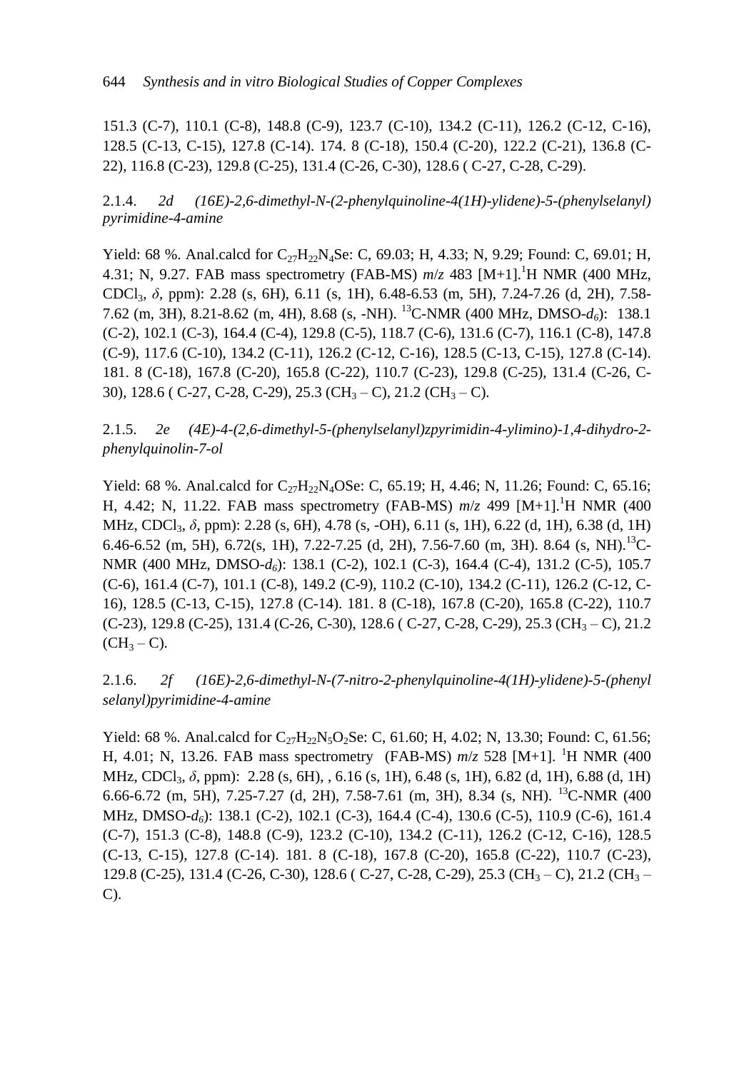151.3 (C-7), 110.1 (C-8), 148.8 (C-9), 123.7 (C-10), 134.2 (C-11), 126.2 (C-12, C-16), 128.5 (C-13, C-15), 127.8 (C-14). 174. 8 (C-18), 150.4 (C-20), 122.2 (C-21), 136.8 (C-22), 116.8 (C-23), 129.8 (C-25), 131.4 (C-26, C-30), 128.6 ( C-27, C-28, C-29).

### 2.1.4. *2d (16E)-2,6-dimethyl-N-(2-phenylquinoline-4(1H)-ylidene)-5-(phenylselanyl) pyrimidine-4-amine*

Yield: 68 %. Anal.calcd for $C_{27}H_{22}N_4Se$: C, 69.03; H, 4.33; N, 9.29; Found: C, 69.01; H, 4.31; N, 9.27. FAB mass spectrometry (FAB-MS) *m/z* 483 [M+1].$^1$H NMR (400 MHz, $CDCl_3$, *δ*, ppm): 2.28 (s, 6H), 6.11 (s, 1H), 6.48-6.53 (m, 5H), 7.24-7.26 (d, 2H), 7.58-7.62 (m, 3H), 8.21-8.62 (m, 4H), 8.68 (s, -NH). $^{13}$C-NMR (400 MHz, DMSO-$d_6$): 138.1 (C-2), 102.1 (C-3), 164.4 (C-4), 129.8 (C-5), 118.7 (C-6), 131.6 (C-7), 116.1 (C-8), 147.8 (C-9), 117.6 (C-10), 134.2 (C-11), 126.2 (C-12, C-16), 128.5 (C-13, C-15), 127.8 (C-14). 181. 8 (C-18), 167.8 (C-20), 165.8 (C-22), 110.7 (C-23), 129.8 (C-25), 131.4 (C-26, C-30), 128.6 ( C-27, C-28, C-29), 25.3 ($CH_3$ – C), 21.2 ($CH_3$ – C).

### 2.1.5. *2e (4E)-4-(2,6-dimethyl-5-(phenylselanyl)zpyrimidin-4-ylimino)-1,4-dihydro-2-phenylquinolin-7-ol*

Yield: 68 %. Anal.calcd for $C_{27}H_{22}N_4OSe$: C, 65.19; H, 4.46; N, 11.26; Found: C, 65.16; H, 4.42; N, 11.22. FAB mass spectrometry (FAB-MS) *m/z* 499 [M+1].$^1$H NMR (400 MHz, $CDCl_3$, *δ*, ppm): 2.28 (s, 6H), 4.78 (s, -OH), 6.11 (s, 1H), 6.22 (d, 1H), 6.38 (d, 1H) 6.46-6.52 (m, 5H), 6.72(s, 1H), 7.22-7.25 (d, 2H), 7.56-7.60 (m, 3H). 8.64 (s, NH).$^{13}$C-NMR (400 MHz, DMSO-$d_6$): 138.1 (C-2), 102.1 (C-3), 164.4 (C-4), 131.2 (C-5), 105.7 (C-6), 161.4 (C-7), 101.1 (C-8), 149.2 (C-9), 110.2 (C-10), 134.2 (C-11), 126.2 (C-12, C-16), 128.5 (C-13, C-15), 127.8 (C-14). 181. 8 (C-18), 167.8 (C-20), 165.8 (C-22), 110.7 (C-23), 129.8 (C-25), 131.4 (C-26, C-30), 128.6 ( C-27, C-28, C-29), 25.3 ($CH_3$ – C), 21.2 ($CH_3$ – C).

### 2.1.6. *2f (16E)-2,6-dimethyl-N-(7-nitro-2-phenylquinoline-4(1H)-ylidene)-5-(phenyl selanyl)pyrimidine-4-amine*

Yield: 68 %. Anal.calcd for $C_{27}H_{22}N_5O_2Se$: C, 61.60; H, 4.02; N, 13.30; Found: C, 61.56; H, 4.01; N, 13.26. FAB mass spectrometry (FAB-MS) *m/z* 528 [M+1]. $^1$H NMR (400 MHz, $CDCl_3$, *δ*, ppm): 2.28 (s, 6H), , 6.16 (s, 1H), 6.48 (s, 1H), 6.82 (d, 1H), 6.88 (d, 1H) 6.66-6.72 (m, 5H), 7.25-7.27 (d, 2H), 7.58-7.61 (m, 3H), 8.34 (s, NH). $^{13}$C-NMR (400 MHz, DMSO-$d_6$): 138.1 (C-2), 102.1 (C-3), 164.4 (C-4), 130.6 (C-5), 110.9 (C-6), 161.4 (C-7), 151.3 (C-8), 148.8 (C-9), 123.2 (C-10), 134.2 (C-11), 126.2 (C-12, C-16), 128.5 (C-13, C-15), 127.8 (C-14). 181. 8 (C-18), 167.8 (C-20), 165.8 (C-22), 110.7 (C-23), 129.8 (C-25), 131.4 (C-26, C-30), 128.6 ( C-27, C-28, C-29), 25.3 ($CH_3$ – C), 21.2 ($CH_3$ – C).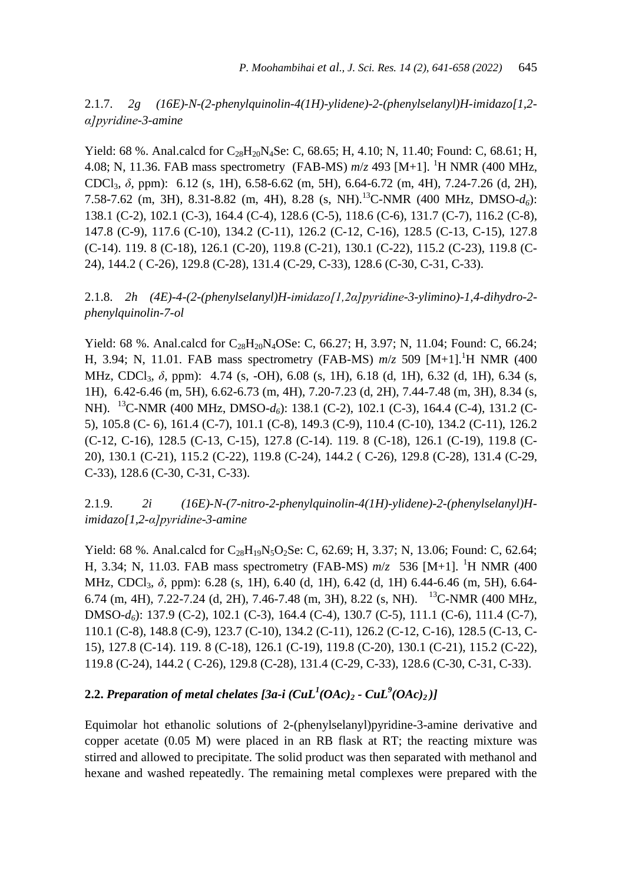### 2.1.7. *2g (16E)-N-(2-phenylquinolin-4(1H)-ylidene)-2-(phenylselanyl)H-imidazo[1,2-α]pyridine-3-amine*

Yield: 68 %. Anal.calcd for $C_{28}H_{20}N_4Se$: C, 68.65; H, 4.10; N, 11.40; Found: C, 68.61; H, 4.08; N, 11.36. FAB mass spectrometry (FAB-MS) *m/z* 493 [M+1]. $^1$H NMR (400 MHz, $CDCl_3$, *δ*, ppm): 6.12 (s, 1H), 6.58-6.62 (m, 5H), 6.64-6.72 (m, 4H), 7.24-7.26 (d, 2H), 7.58-7.62 (m, 3H), 8.31-8.82 (m, 4H), 8.28 (s, NH). $^{13}$C-NMR (400 MHz, DMSO-$d_6$): 138.1 (C-2), 102.1 (C-3), 164.4 (C-4), 128.6 (C-5), 118.6 (C-6), 131.7 (C-7), 116.2 (C-8), 147.8 (C-9), 117.6 (C-10), 134.2 (C-11), 126.2 (C-12, C-16), 128.5 (C-13, C-15), 127.8 (C-14). 119. 8 (C-18), 126.1 (C-20), 119.8 (C-21), 130.1 (C-22), 115.2 (C-23), 119.8 (C-24), 144.2 ( C-26), 129.8 (C-28), 131.4 (C-29, C-33), 128.6 (C-30, C-31, C-33).

### 2.1.8. *2h (4E)-4-(2-(phenylselanyl)H-imidazo[1,2α]pyridine-3-ylimino)-1,4-dihydro-2-phenylquinolin-7-ol*

Yield: 68 %. Anal.calcd for $C_{28}H_{20}N_4OSe$: C, 66.27; H, 3.97; N, 11.04; Found: C, 66.24; H, 3.94; N, 11.01. FAB mass spectrometry (FAB-MS) *m/z* 509 [M+1].$^1$H NMR (400 MHz, $CDCl_3$, *δ*, ppm): 4.74 (s, -OH), 6.08 (s, 1H), 6.18 (d, 1H), 6.32 (d, 1H), 6.34 (s, 1H), 6.42-6.46 (m, 5H), 6.62-6.73 (m, 4H), 7.20-7.23 (d, 2H), 7.44-7.48 (m, 3H), 8.34 (s, NH). $^{13}$C-NMR (400 MHz, DMSO-$d_6$): 138.1 (C-2), 102.1 (C-3), 164.4 (C-4), 131.2 (C-5), 105.8 (C- 6), 161.4 (C-7), 101.1 (C-8), 149.3 (C-9), 110.4 (C-10), 134.2 (C-11), 126.2 (C-12, C-16), 128.5 (C-13, C-15), 127.8 (C-14). 119. 8 (C-18), 126.1 (C-19), 119.8 (C-20), 130.1 (C-21), 115.2 (C-22), 119.8 (C-24), 144.2 ( C-26), 129.8 (C-28), 131.4 (C-29, C-33), 128.6 (C-30, C-31, C-33).

### 2.1.9. *2i (16E)-N-(7-nitro-2-phenylquinolin-4(1H)-ylidene)-2-(phenylselanyl)H-imidazo[1,2-α]pyridine-3-amine*

Yield: 68 %. Anal.calcd for $C_{28}H_{19}N_5O_2Se$: C, 62.69; H, 3.37; N, 13.06; Found: C, 62.64; H, 3.34; N, 11.03. FAB mass spectrometry (FAB-MS) *m/z* 536 [M+1]. $^1$H NMR (400 MHz, $CDCl_3$, *δ*, ppm): 6.28 (s, 1H), 6.40 (d, 1H), 6.42 (d, 1H) 6.44-6.46 (m, 5H), 6.64-6.74 (m, 4H), 7.22-7.24 (d, 2H), 7.46-7.48 (m, 3H), 8.22 (s, NH). $^{13}$C-NMR (400 MHz, DMSO-$d_6$): 137.9 (C-2), 102.1 (C-3), 164.4 (C-4), 130.7 (C-5), 111.1 (C-6), 111.4 (C-7), 110.1 (C-8), 148.8 (C-9), 123.7 (C-10), 134.2 (C-11), 126.2 (C-12, C-16), 128.5 (C-13, C-15), 127.8 (C-14). 119. 8 (C-18), 126.1 (C-19), 119.8 (C-20), 130.1 (C-21), 115.2 (C-22), 119.8 (C-24), 144.2 ( C-26), 129.8 (C-28), 131.4 (C-29, C-33), 128.6 (C-30, C-31, C-33).

## 2.2. *Preparation of metal chelates [3a-i ($CuL^1(OAc)_2$ - $CuL^9(OAc)_2$)]*

Equimolar hot ethanolic solutions of 2-(phenylselanyl)pyridine-3-amine derivative and copper acetate (0.05 M) were placed in an RB flask at RT; the reacting mixture was stirred and allowed to precipitate. The solid product was then separated with methanol and hexane and washed repeatedly. The remaining metal complexes were prepared with the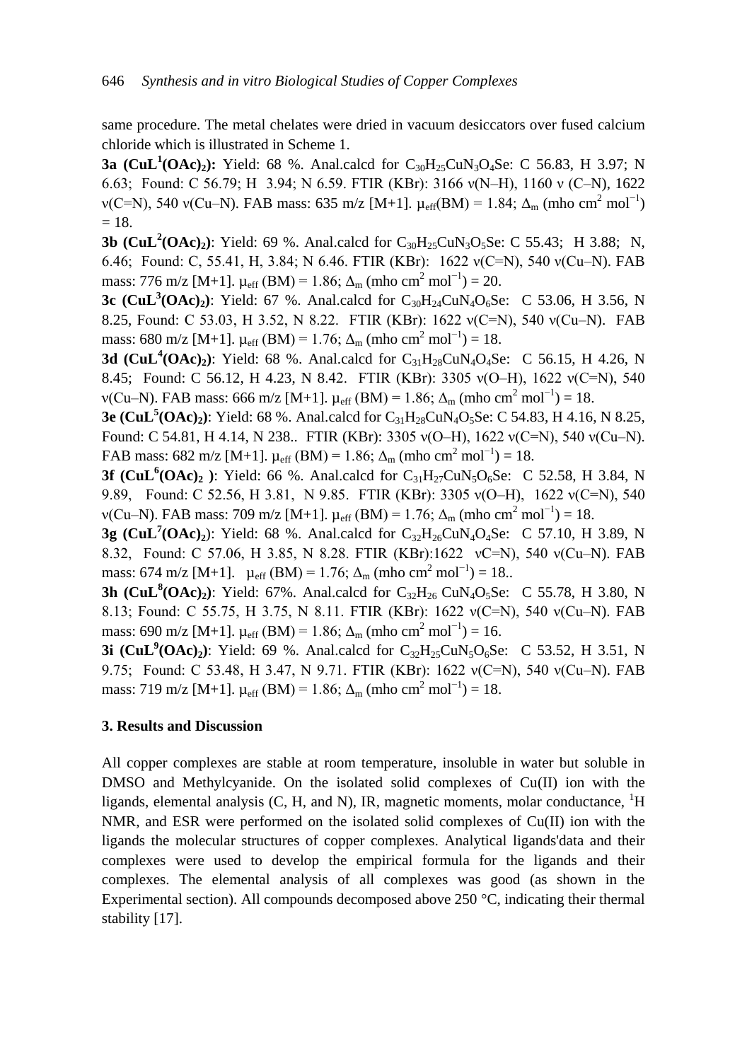same procedure. The metal chelates were dried in vacuum desiccators over fused calcium chloride which is illustrated in Scheme 1.

**3a ($CuL^1(OAc)_2$):** Yield: 68 %. Anal.calcd for $C_{30}H_{25}CuN_3O_4Se$: C 56.83, H 3.97; N 6.63; Found: C 56.79; H 3.94; N 6.59. FTIR (KBr): 3166 ν(N–H), 1160 ν (C–N), 1622 ν(C=N), 540 ν(Cu–N). FAB mass: 635 m/z [M+1]. $\mu_{eff}$(BM) = 1.84; $\Delta_m$ (mho cm$^2$ mol$^{-1}$) = 18.

**3b ($CuL^2(OAc)_2$)**: Yield: 69 %. Anal.calcd for $C_{30}H_{25}CuN_3O_5Se$: C 55.43; H 3.88; N, 6.46; Found: C, 55.41, H, 3.84; N 6.46. FTIR (KBr): 1622 ν(C=N), 540 ν(Cu–N). FAB mass: 776 m/z [M+1]. $\mu_{eff}$ (BM) = 1.86; $\Delta_m$ (mho cm$^2$ mol$^{-1}$) = 20.

**3c ($CuL^3(OAc)_2$)**: Yield: 67 %. Anal.calcd for $C_{30}H_{24}CuN_4O_6Se$: C 53.06, H 3.56, N 8.25, Found: C 53.03, H 3.52, N 8.22. FTIR (KBr): 1622 ν(C=N), 540 ν(Cu–N). FAB mass: 680 m/z [M+1]. $\mu_{eff}$ (BM) = 1.76; $\Delta_m$ (mho cm$^2$ mol$^{-1}$) = 18.

**3d ($CuL^4(OAc)_2$)**: Yield: 68 %. Anal.calcd for $C_{31}H_{28}CuN_4O_4Se$: C 56.15, H 4.26, N 8.45; Found: C 56.12, H 4.23, N 8.42. FTIR (KBr): 3305 ν(O–H), 1622 ν(C=N), 540 ν(Cu–N). FAB mass: 666 m/z [M+1]. $\mu_{eff}$ (BM) = 1.86; $\Delta_m$ (mho cm$^2$ mol$^{-1}$) = 18.

**3e ($CuL^5(OAc)_2$)**: Yield: 68 %. Anal.calcd for $C_{31}H_{28}CuN_4O_5Se$: C 54.83, H 4.16, N 8.25, Found: C 54.81, H 4.14, N 238.. FTIR (KBr): 3305 ν(O–H), 1622 ν(C=N), 540 ν(Cu–N). FAB mass: 682 m/z [M+1]. $\mu_{eff}$ (BM) = 1.86; $\Delta_m$ (mho cm$^2$ mol$^{-1}$) = 18.

**3f ($CuL^6(OAc)_2$ )**: Yield: 66 %. Anal.calcd for $C_{31}H_{27}CuN_5O_6Se$: C 52.58, H 3.84, N 9.89, Found: C 52.56, H 3.81, N 9.85. FTIR (KBr): 3305 ν(O–H), 1622 ν(C=N), 540 ν(Cu–N). FAB mass: 709 m/z [M+1]. $\mu_{eff}$ (BM) = 1.76; $\Delta_m$ (mho cm$^2$ mol$^{-1}$) = 18.

**3g ($CuL^7(OAc)_2$)**: Yield: 68 %. Anal.calcd for $C_{32}H_{26}CuN_4O_4Se$: C 57.10, H 3.89, N 8.32, Found: C 57.06, H 3.85, N 8.28. FTIR (KBr):1622 νC=N), 540 ν(Cu–N). FAB mass: 674 m/z [M+1]. $\mu_{eff}$ (BM) = 1.76; $\Delta_m$ (mho cm$^2$ mol$^{-1}$) = 18..

**3h ($CuL^8(OAc)_2$)**: Yield: 67%. Anal.calcd for $C_{32}H_{26}CuN_4O_5Se$: C 55.78, H 3.80, N 8.13; Found: C 55.75, H 3.75, N 8.11. FTIR (KBr): 1622 ν(C=N), 540 ν(Cu–N). FAB mass: 690 m/z [M+1]. $\mu_{eff}$ (BM) = 1.86; $\Delta_m$ (mho cm$^2$ mol$^{-1}$) = 16.

**3i ($CuL^9(OAc)_2$)**: Yield: 69 %. Anal.calcd for $C_{32}H_{25}CuN_5O_6Se$: C 53.52, H 3.51, N 9.75; Found: C 53.48, H 3.47, N 9.71. FTIR (KBr): 1622 ν(C=N), 540 ν(Cu–N). FAB mass: 719 m/z [M+1]. $\mu_{eff}$ (BM) = 1.86; $\Delta_m$ (mho cm$^2$ mol$^{-1}$) = 18.

### 3. Results and Discussion

All copper complexes are stable at room temperature, insoluble in water but soluble in DMSO and Methylcyanide. On the isolated solid complexes of Cu(II) ion with the ligands, elemental analysis (C, H, and N), IR, magnetic moments, molar conductance, $^1$H NMR, and ESR were performed on the isolated solid complexes of Cu(II) ion with the ligands the molecular structures of copper complexes. Analytical ligands'data and their complexes were used to develop the empirical formula for the ligands and their complexes. The elemental analysis of all complexes was good (as shown in the Experimental section). All compounds decomposed above 250 °C, indicating their thermal stability [17].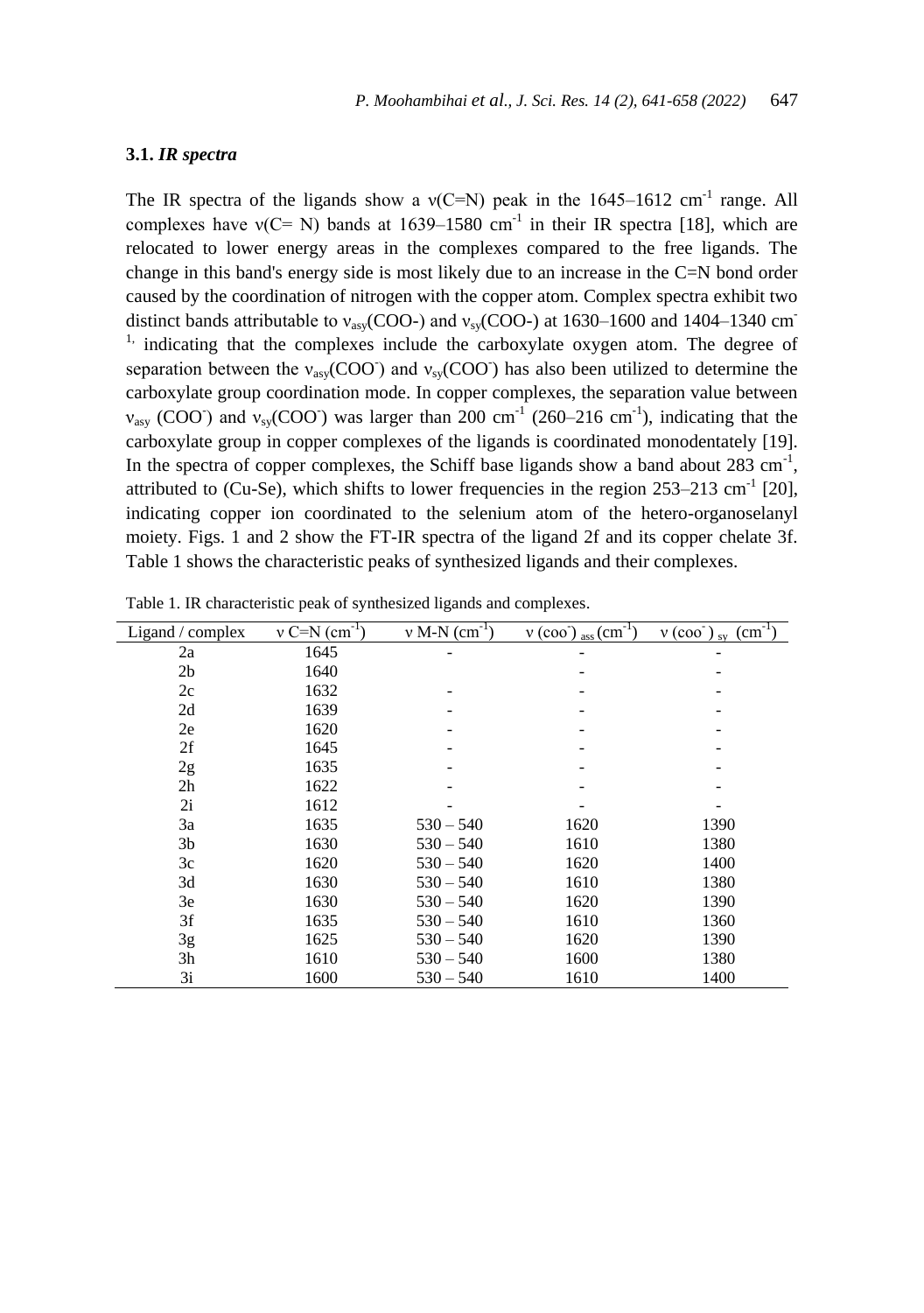### 3.1. *IR spectra*

The IR spectra of the ligands show a ν(C=N) peak in the 1645–1612 $cm^{-1}$ range. All complexes have ν(C= N) bands at 1639–1580 $cm^{-1}$ in their IR spectra [18], which are relocated to lower energy areas in the complexes compared to the free ligands. The change in this band's energy side is most likely due to an increase in the C=N bond order caused by the coordination of nitrogen with the copper atom. Complex spectra exhibit two distinct bands attributable to $\nu_{asy}$(COO-) and $\nu_{sy}$(COO-) at 1630–1600 and 1404–1340 $cm^{-1}$, indicating that the complexes include the carboxylate oxygen atom. The degree of separation between the $\nu_{asy}(COO^-)$ and $\nu_{sy}(COO^-)$ has also been utilized to determine the carboxylate group coordination mode. In copper complexes, the separation value between $\nu_{asy}$ $(COO^-)$ and $\nu_{sy}(COO^-)$ was larger than 200 $cm^{-1}$ (260–216 $cm^{-1}$), indicating that the carboxylate group in copper complexes of the ligands is coordinated monodentately [19]. In the spectra of copper complexes, the Schiff base ligands show a band about 283 $cm^{-1}$, attributed to (Cu-Se), which shifts to lower frequencies in the region 253–213 $cm^{-1}$ [20], indicating copper ion coordinated to the selenium atom of the hetero-organoselanyl moiety. Figs. 1 and 2 show the FT-IR spectra of the ligand 2f and its copper chelate 3f. Table 1 shows the characteristic peaks of synthesized ligands and their complexes.

Table 1. IR characteristic peak of synthesized ligands and complexes.

| Ligand / complex | ν C=N ($cm^{-1}$) | ν M-N ($cm^{-1}$) | ν $(coo^-)_{ass}$ ($cm^{-1}$) | ν $(coo^-)_{sy}$ ($cm^{-1}$) |
|---|---|---|---|---|
| 2a | 1645 | - | - | - |
| 2b | 1640 | | - | - |
| 2c | 1632 | - | - | - |
| 2d | 1639 | - | - | - |
| 2e | 1620 | - | - | - |
| 2f | 1645 | - | - | - |
| 2g | 1635 | - | - | - |
| 2h | 1622 | - | - | - |
| 2i | 1612 | - | - | - |
| 3a | 1635 | 530 – 540 | 1620 | 1390 |
| 3b | 1630 | 530 – 540 | 1610 | 1380 |
| 3c | 1620 | 530 – 540 | 1620 | 1400 |
| 3d | 1630 | 530 – 540 | 1610 | 1380 |
| 3e | 1630 | 530 – 540 | 1620 | 1390 |
| 3f | 1635 | 530 – 540 | 1610 | 1360 |
| 3g | 1625 | 530 – 540 | 1620 | 1390 |
| 3h | 1610 | 530 – 540 | 1600 | 1380 |
| 3i | 1600 | 530 – 540 | 1610 | 1400 |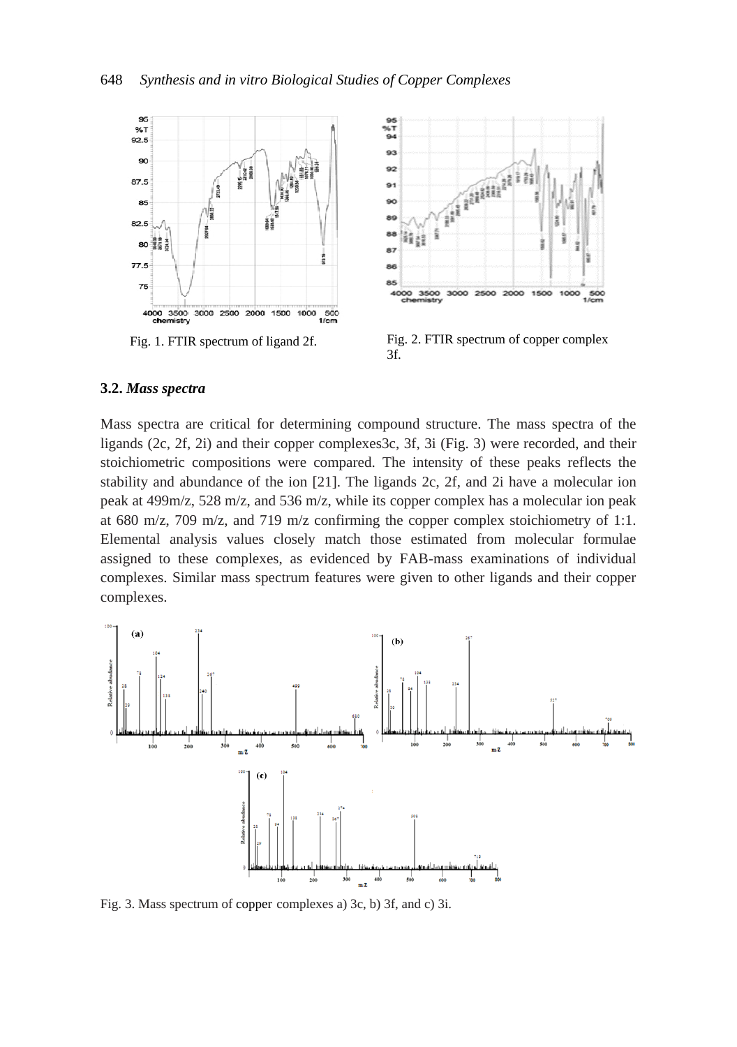Fig. 1. FTIR spectrum of ligand 2f.

Fig. 2. FTIR spectrum of copper complex 3f.

### 3.2. *Mass spectra*

Mass spectra are critical for determining compound structure. The mass spectra of the ligands (2c, 2f, 2i) and their copper complexes3c, 3f, 3i (Fig. 3) were recorded, and their stoichiometric compositions were compared. The intensity of these peaks reflects the stability and abundance of the ion [21]. The ligands 2c, 2f, and 2i have a molecular ion peak at 499m/z, 528 m/z, and 536 m/z, while its copper complex has a molecular ion peak at 680 m/z, 709 m/z, and 719 m/z confirming the copper complex stoichiometry of 1:1. Elemental analysis values closely match those estimated from molecular formulae assigned to these complexes, as evidenced by FAB-mass examinations of individual complexes. Similar mass spectrum features were given to other ligands and their copper complexes.

Fig. 3. Mass spectrum of copper complexes a) 3c, b) 3f, and c) 3i.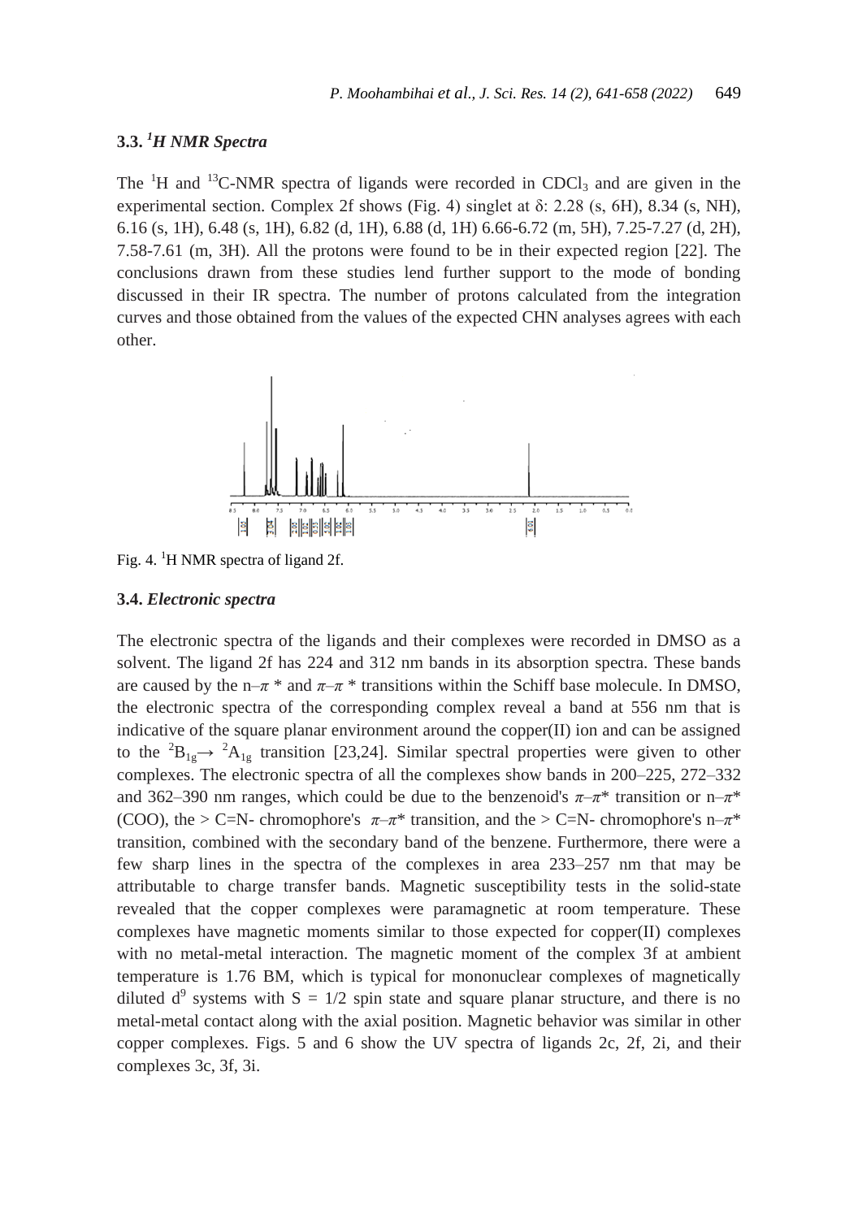### 3.3. $^{1}$H NMR Spectra

The $^{1}$H and $^{13}$C-NMR spectra of ligands were recorded in $CDCl_3$ and are given in the experimental section. Complex 2f shows (Fig. 4) singlet at δ: 2.28 (s, 6H), 8.34 (s, NH), 6.16 (s, 1H), 6.48 (s, 1H), 6.82 (d, 1H), 6.88 (d, 1H) 6.66-6.72 (m, 5H), 7.25-7.27 (d, 2H), 7.58-7.61 (m, 3H). All the protons were found to be in their expected region [22]. The conclusions drawn from these studies lend further support to the mode of bonding discussed in their IR spectra. The number of protons calculated from the integration curves and those obtained from the values of the expected CHN analyses agrees with each other.

Fig. 4. $^{1}$H NMR spectra of ligand 2f.

### 3.4. *Electronic spectra*

The electronic spectra of the ligands and their complexes were recorded in DMSO as a solvent. The ligand 2f has 224 and 312 nm bands in its absorption spectra. These bands are caused by the n–$\pi$ * and $\pi$–$\pi$ * transitions within the Schiff base molecule. In DMSO, the electronic spectra of the corresponding complex reveal a band at 556 nm that is indicative of the square planar environment around the copper(II) ion and can be assigned to the $^{2}B_{1g} \rightarrow {}^{2}A_{1g}$ transition [23,24]. Similar spectral properties were given to other complexes. The electronic spectra of all the complexes show bands in 200–225, 272–332 and 362–390 nm ranges, which could be due to the benzenoid's $\pi$–$\pi$* transition or n–$\pi$* (COO), the > C=N- chromophore's $\pi$–$\pi$* transition, and the > C=N- chromophore's n–$\pi$* transition, combined with the secondary band of the benzene. Furthermore, there were a few sharp lines in the spectra of the complexes in area 233–257 nm that may be attributable to charge transfer bands. Magnetic susceptibility tests in the solid-state revealed that the copper complexes were paramagnetic at room temperature. These complexes have magnetic moments similar to those expected for copper(II) complexes with no metal-metal interaction. The magnetic moment of the complex 3f at ambient temperature is 1.76 BM, which is typical for mononuclear complexes of magnetically diluted $d^9$ systems with $S = 1/2$ spin state and square planar structure, and there is no metal-metal contact along with the axial position. Magnetic behavior was similar in other copper complexes. Figs. 5 and 6 show the UV spectra of ligands 2c, 2f, 2i, and their complexes 3c, 3f, 3i.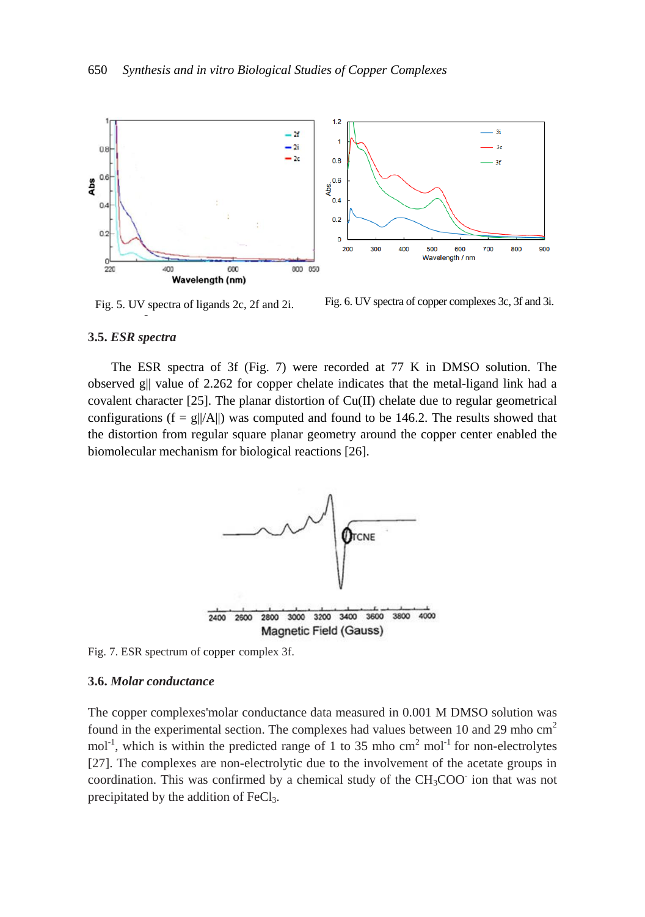Fig. 5. UV spectra of ligands 2c, 2f and 2i.

Fig. 6. UV spectra of copper complexes 3c, 3f and 3i.

### 3.5. *ESR spectra*

The ESR spectra of 3f (Fig. 7) were recorded at 77 K in DMSO solution. The observed g|| value of 2.262 for copper chelate indicates that the metal-ligand link had a covalent character [25]. The planar distortion of Cu(II) chelate due to regular geometrical configurations (f = g||/A||) was computed and found to be 146.2. The results showed that the distortion from regular square planar geometry around the copper center enabled the biomolecular mechanism for biological reactions [26].

Fig. 7. ESR spectrum of copper complex 3f.

### 3.6. *Molar conductance*

The copper complexes'molar conductance data measured in 0.001 M DMSO solution was found in the experimental section. The complexes had values between 10 and 29 mho $cm^2$ $mol^{-1}$, which is within the predicted range of 1 to 35 mho $cm^2$ $mol^{-1}$ for non-electrolytes [27]. The complexes are non-electrolytic due to the involvement of the acetate groups in coordination. This was confirmed by a chemical study of the $CH_3COO^-$ ion that was not precipitated by the addition of $FeCl_3$.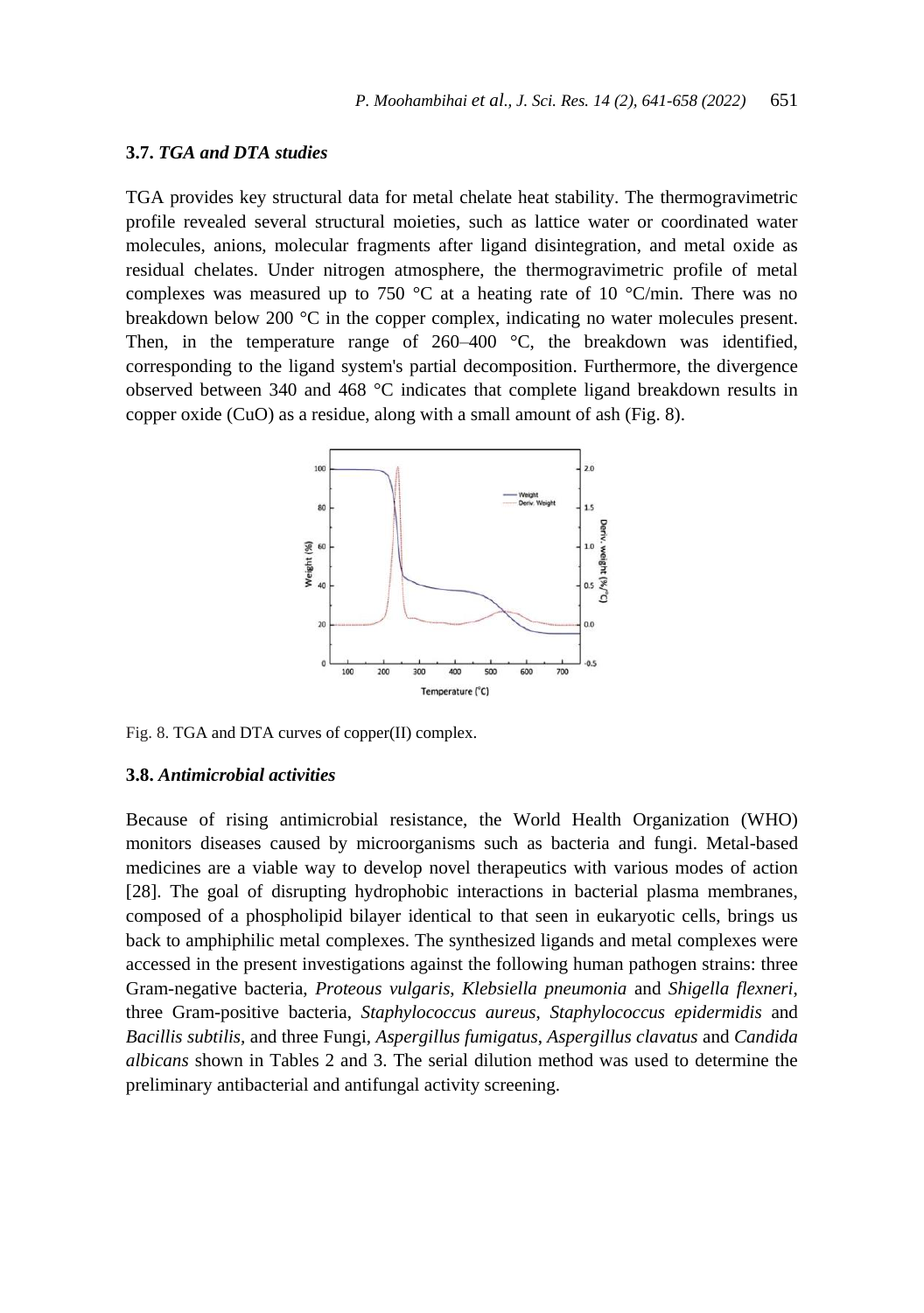### 3.7. *TGA and DTA studies*

TGA provides key structural data for metal chelate heat stability. The thermogravimetric profile revealed several structural moieties, such as lattice water or coordinated water molecules, anions, molecular fragments after ligand disintegration, and metal oxide as residual chelates. Under nitrogen atmosphere, the thermogravimetric profile of metal complexes was measured up to 750 °C at a heating rate of 10 °C/min. There was no breakdown below 200 °C in the copper complex, indicating no water molecules present. Then, in the temperature range of 260–400 °C, the breakdown was identified, corresponding to the ligand system's partial decomposition. Furthermore, the divergence observed between 340 and 468 °C indicates that complete ligand breakdown results in copper oxide (CuO) as a residue, along with a small amount of ash (Fig. 8).

Fig. 8. TGA and DTA curves of copper(II) complex.

### 3.8. *Antimicrobial activities*

Because of rising antimicrobial resistance, the World Health Organization (WHO) monitors diseases caused by microorganisms such as bacteria and fungi. Metal-based medicines are a viable way to develop novel therapeutics with various modes of action [28]. The goal of disrupting hydrophobic interactions in bacterial plasma membranes, composed of a phospholipid bilayer identical to that seen in eukaryotic cells, brings us back to amphiphilic metal complexes. The synthesized ligands and metal complexes were accessed in the present investigations against the following human pathogen strains: three Gram-negative bacteria, *Proteous vulgaris*, *Klebsiella pneumonia* and *Shigella flexneri*, three Gram-positive bacteria, *Staphylococcus aureus*, *Staphylococcus epidermidis* and *Bacillis subtilis*, and three Fungi, *Aspergillus fumigatus*, *Aspergillus clavatus* and *Candida albicans* shown in Tables 2 and 3. The serial dilution method was used to determine the preliminary antibacterial and antifungal activity screening.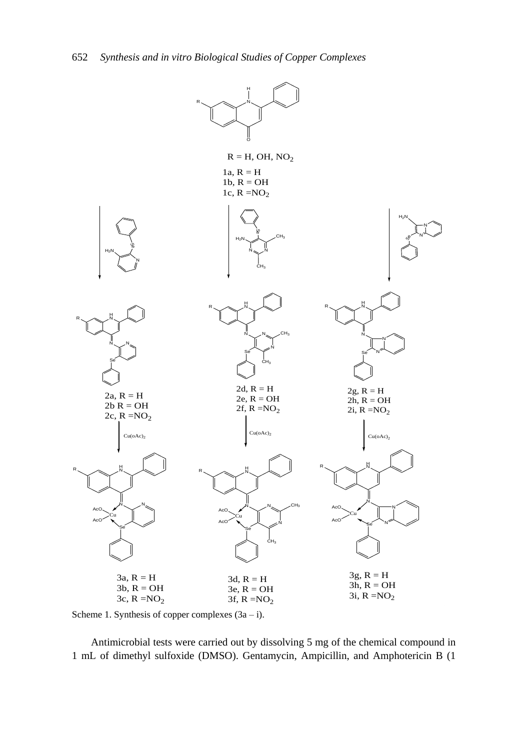$R = H, OH, NO_2$

1a, R = H
1b, R = OH
1c, $R = NO_2$

2a, R = H
2b R = OH
2c, $R = NO_2$

2d, R = H
2e, R = OH
2f, $R = NO_2$

2g, R = H
2h, R = OH
2i, $R = NO_2$

$Cu(oAc)_2$

3a, R = H
3b, R = OH
3c, $R = NO_2$

3d, R = H
3e, R = OH
3f, $R = NO_2$

3g, R = H
3h, R = OH
3i, $R = NO_2$

Scheme 1. Synthesis of copper complexes (3a – i).

Antimicrobial tests were carried out by dissolving 5 mg of the chemical compound in 1 mL of dimethyl sulfoxide (DMSO). Gentamycin, Ampicillin, and Amphotericin B (1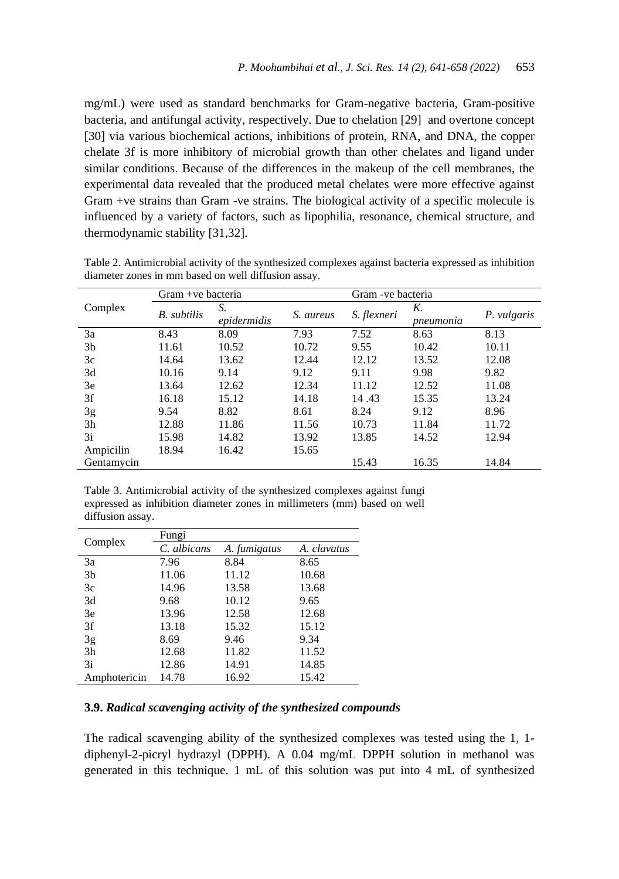mg/mL) were used as standard benchmarks for Gram-negative bacteria, Gram-positive bacteria, and antifungal activity, respectively. Due to chelation [29] and overtone concept [30] via various biochemical actions, inhibitions of protein, RNA, and DNA, the copper chelate 3f is more inhibitory of microbial growth than other chelates and ligand under similar conditions. Because of the differences in the makeup of the cell membranes, the experimental data revealed that the produced metal chelates were more effective against Gram +ve strains than Gram -ve strains. The biological activity of a specific molecule is influenced by a variety of factors, such as lipophilia, resonance, chemical structure, and thermodynamic stability [31,32].

Table 2. Antimicrobial activity of the synthesized complexes against bacteria expressed as inhibition diameter zones in mm based on well diffusion assay.

| Complex | Gram +ve bacteria | | Gram -ve bacteria | | | |
|---|---|---|---|---|---|---|
| | *B. subtilis* | *S. epidermidis* | *S. aureus* | *S. flexneri* | *K. pneumonia* | *P. vulgaris* |
| 3a | 8.43 | 8.09 | 7.93 | 7.52 | 8.63 | 8.13 |
| 3b | 11.61 | 10.52 | 10.72 | 9.55 | 10.42 | 10.11 |
| 3c | 14.64 | 13.62 | 12.44 | 12.12 | 13.52 | 12.08 |
| 3d | 10.16 | 9.14 | 9.12 | 9.11 | 9.98 | 9.82 |
| 3e | 13.64 | 12.62 | 12.34 | 11.12 | 12.52 | 11.08 |
| 3f | 16.18 | 15.12 | 14.18 | 14 .43 | 15.35 | 13.24 |
| 3g | 9.54 | 8.82 | 8.61 | 8.24 | 9.12 | 8.96 |
| 3h | 12.88 | 11.86 | 11.56 | 10.73 | 11.84 | 11.72 |
| 3i | 15.98 | 14.82 | 13.92 | 13.85 | 14.52 | 12.94 |
| Ampicilin | 18.94 | 16.42 | 15.65 | | | |
| Gentamycin | | | | 15.43 | 16.35 | 14.84 |

Table 3. Antimicrobial activity of the synthesized complexes against fungi expressed as inhibition diameter zones in millimeters (mm) based on well diffusion assay.

| Complex | Fungi | | |
|---|---|---|---|
| | *C. albicans* | *A. fumigatus* | *A. clavatus* |
| 3a | 7.96 | 8.84 | 8.65 |
| 3b | 11.06 | 11.12 | 10.68 |
| 3c | 14.96 | 13.58 | 13.68 |
| 3d | 9.68 | 10.12 | 9.65 |
| 3e | 13.96 | 12.58 | 12.68 |
| 3f | 13.18 | 15.32 | 15.12 |
| 3g | 8.69 | 9.46 | 9.34 |
| 3h | 12.68 | 11.82 | 11.52 |
| 3i | 12.86 | 14.91 | 14.85 |
| Amphotericin | 14.78 | 16.92 | 15.42 |

### 3.9. *Radical scavenging activity of the synthesized compounds*

The radical scavenging ability of the synthesized complexes was tested using the 1, 1-diphenyl-2-picryl hydrazyl (DPPH). A 0.04 mg/mL DPPH solution in methanol was generated in this technique. 1 mL of this solution was put into 4 mL of synthesized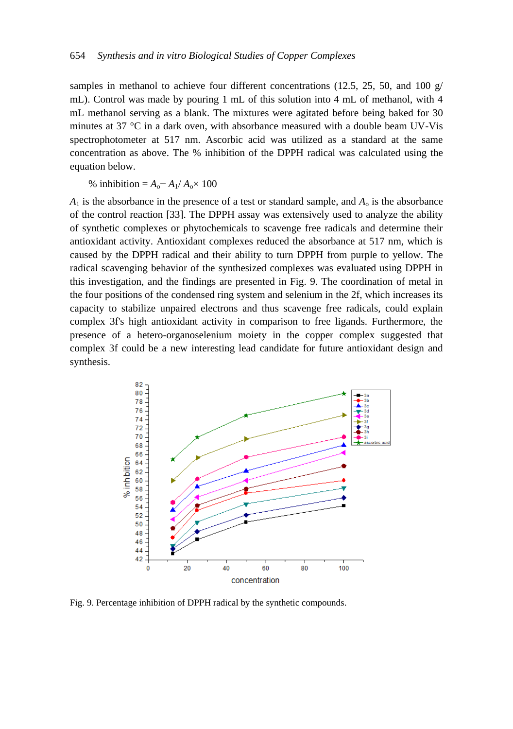samples in methanol to achieve four different concentrations (12.5, 25, 50, and 100 g/ mL). Control was made by pouring 1 mL of this solution into 4 mL of methanol, with 4 mL methanol serving as a blank. The mixtures were agitated before being baked for 30 minutes at 37 °C in a dark oven, with absorbance measured with a double beam UV-Vis spectrophotometer at 517 nm. Ascorbic acid was utilized as a standard at the same concentration as above. The % inhibition of the DPPH radical was calculated using the equation below.

% inhibition = $A_o - A_1 / A_o \times 100$

$A_1$ is the absorbance in the presence of a test or standard sample, and $A_o$ is the absorbance of the control reaction [33]. The DPPH assay was extensively used to analyze the ability of synthetic complexes or phytochemicals to scavenge free radicals and determine their antioxidant activity. Antioxidant complexes reduced the absorbance at 517 nm, which is caused by the DPPH radical and their ability to turn DPPH from purple to yellow. The radical scavenging behavior of the synthesized complexes was evaluated using DPPH in this investigation, and the findings are presented in Fig. 9. The coordination of metal in the four positions of the condensed ring system and selenium in the 2f, which increases its capacity to stabilize unpaired electrons and thus scavenge free radicals, could explain complex 3f's high antioxidant activity in comparison to free ligands. Furthermore, the presence of a hetero-organoselenium moiety in the copper complex suggested that complex 3f could be a new interesting lead candidate for future antioxidant design and synthesis.

Fig. 9. Percentage inhibition of DPPH radical by the synthetic compounds.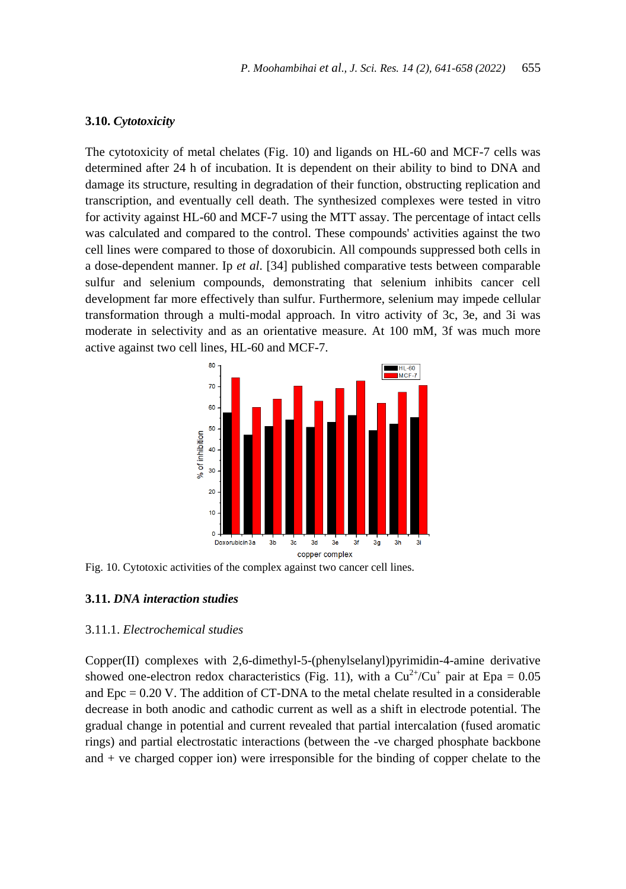### 3.10. *Cytotoxicity*

The cytotoxicity of metal chelates (Fig. 10) and ligands on HL-60 and MCF-7 cells was determined after 24 h of incubation. It is dependent on their ability to bind to DNA and damage its structure, resulting in degradation of their function, obstructing replication and transcription, and eventually cell death. The synthesized complexes were tested in vitro for activity against HL-60 and MCF-7 using the MTT assay. The percentage of intact cells was calculated and compared to the control. These compounds' activities against the two cell lines were compared to those of doxorubicin. All compounds suppressed both cells in a dose-dependent manner. Ip *et al*. [34] published comparative tests between comparable sulfur and selenium compounds, demonstrating that selenium inhibits cancer cell development far more effectively than sulfur. Furthermore, selenium may impede cellular transformation through a multi-modal approach. In vitro activity of 3c, 3e, and 3i was moderate in selectivity and as an orientative measure. At 100 mM, 3f was much more active against two cell lines, HL-60 and MCF-7.

Fig. 10. Cytotoxic activities of the complex against two cancer cell lines.

### 3.11. *DNA interaction studies*

#### 3.11.1. *Electrochemical studies*

Copper(II) complexes with 2,6-dimethyl-5-(phenylselanyl)pyrimidin-4-amine derivative showed one-electron redox characteristics (Fig. 11), with a $Cu^{2+}/Cu^{+}$ pair at Epa = 0.05 and Epc = 0.20 V. The addition of CT-DNA to the metal chelate resulted in a considerable decrease in both anodic and cathodic current as well as a shift in electrode potential. The gradual change in potential and current revealed that partial intercalation (fused aromatic rings) and partial electrostatic interactions (between the -ve charged phosphate backbone and + ve charged copper ion) were irresponsible for the binding of copper chelate to the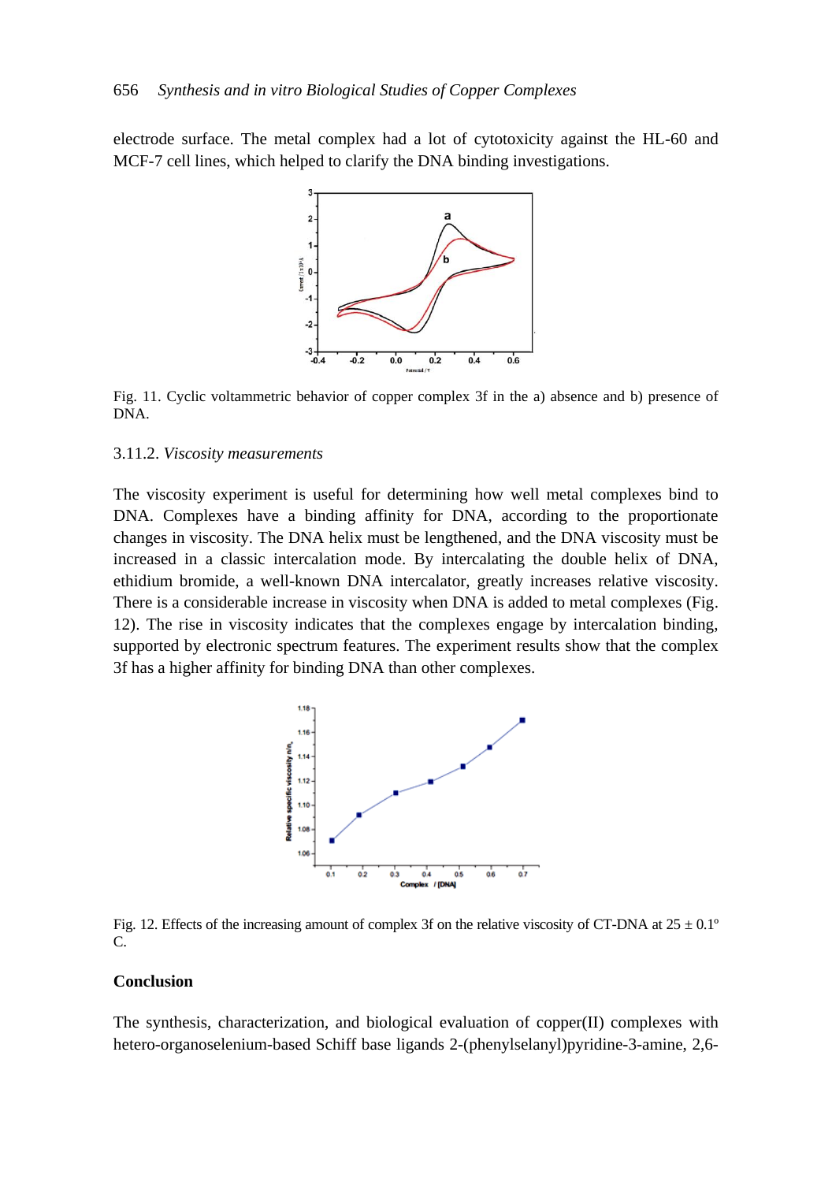electrode surface. The metal complex had a lot of cytotoxicity against the HL-60 and MCF-7 cell lines, which helped to clarify the DNA binding investigations.

Fig. 11. Cyclic voltammetric behavior of copper complex 3f in the a) absence and b) presence of DNA.

### 3.11.2. *Viscosity measurements*

The viscosity experiment is useful for determining how well metal complexes bind to DNA. Complexes have a binding affinity for DNA, according to the proportionate changes in viscosity. The DNA helix must be lengthened, and the DNA viscosity must be increased in a classic intercalation mode. By intercalating the double helix of DNA, ethidium bromide, a well-known DNA intercalator, greatly increases relative viscosity. There is a considerable increase in viscosity when DNA is added to metal complexes (Fig. 12). The rise in viscosity indicates that the complexes engage by intercalation binding, supported by electronic spectrum features. The experiment results show that the complex 3f has a higher affinity for binding DNA than other complexes.

Fig. 12. Effects of the increasing amount of complex 3f on the relative viscosity of CT-DNA at 25 ± 0.1° C.

## Conclusion

The synthesis, characterization, and biological evaluation of copper(II) complexes with hetero-organoselenium-based Schiff base ligands 2-(phenylselanyl)pyridine-3-amine, 2,6-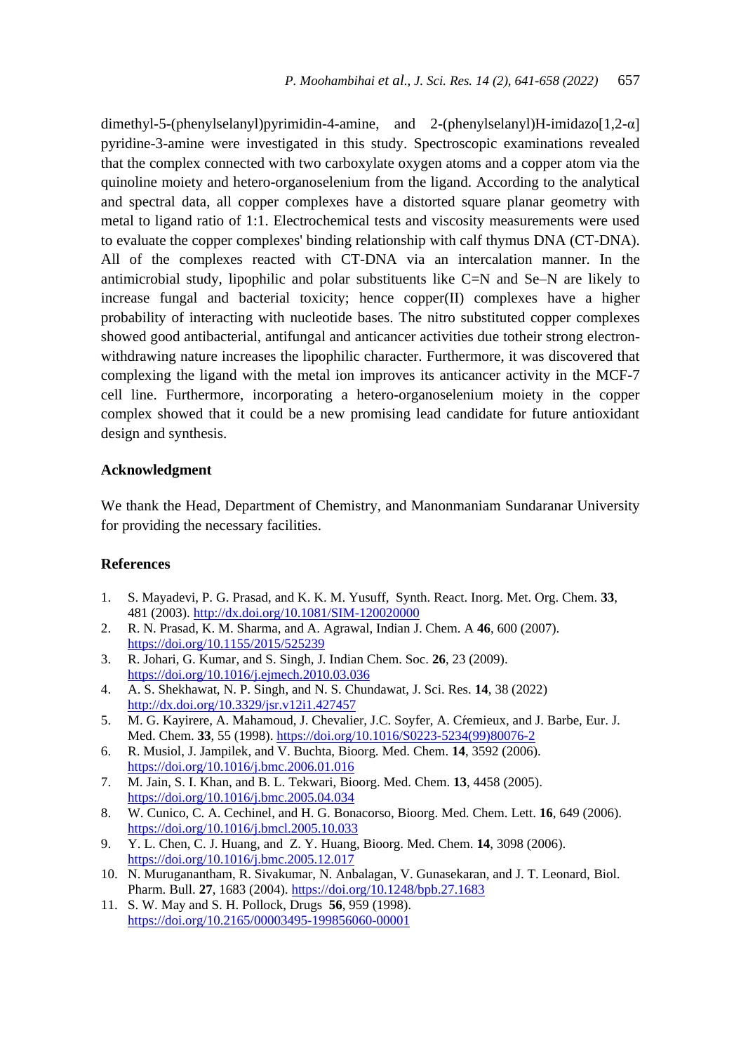dimethyl-5-(phenylselanyl)pyrimidin-4-amine, and 2-(phenylselanyl)H-imidazo[1,2-α] pyridine-3-amine were investigated in this study. Spectroscopic examinations revealed that the complex connected with two carboxylate oxygen atoms and a copper atom via the quinoline moiety and hetero-organoselenium from the ligand. According to the analytical and spectral data, all copper complexes have a distorted square planar geometry with metal to ligand ratio of 1:1. Electrochemical tests and viscosity measurements were used to evaluate the copper complexes' binding relationship with calf thymus DNA (CT-DNA). All of the complexes reacted with CT-DNA via an intercalation manner. In the antimicrobial study, lipophilic and polar substituents like C=N and Se–N are likely to increase fungal and bacterial toxicity; hence copper(II) complexes have a higher probability of interacting with nucleotide bases. The nitro substituted copper complexes showed good antibacterial, antifungal and anticancer activities due totheir strong electron-withdrawing nature increases the lipophilic character. Furthermore, it was discovered that complexing the ligand with the metal ion improves its anticancer activity in the MCF-7 cell line. Furthermore, incorporating a hetero-organoselenium moiety in the copper complex showed that it could be a new promising lead candidate for future antioxidant design and synthesis.

## Acknowledgment

We thank the Head, Department of Chemistry, and Manonmaniam Sundaranar University for providing the necessary facilities.

## References

1. S. Mayadevi, P. G. Prasad, and K. K. M. Yusuff, Synth. React. Inorg. Met. Org. Chem. **33**, 481 (2003). http://dx.doi.org/10.1081/SIM-120020000
2. R. N. Prasad, K. M. Sharma, and A. Agrawal, Indian J. Chem. A **46**, 600 (2007). https://doi.org/10.1155/2015/525239
3. R. Johari, G. Kumar, and S. Singh, J. Indian Chem. Soc. **26**, 23 (2009). https://doi.org/10.1016/j.ejmech.2010.03.036
4. A. S. Shekhawat, N. P. Singh, and N. S. Chundawat, J. Sci. Res. **14**, 38 (2022) http://dx.doi.org/10.3329/jsr.v12i1.427457
5. M. G. Kayirere, A. Mahamoud, J. Chevalier, J.C. Soyfer, A. Cŕemieux, and J. Barbe, Eur. J. Med. Chem. **33**, 55 (1998). https://doi.org/10.1016/S0223-5234(99)80076-2
6. R. Musiol, J. Jampilek, and V. Buchta, Bioorg. Med. Chem. **14**, 3592 (2006). https://doi.org/10.1016/j.bmc.2006.01.016
7. M. Jain, S. I. Khan, and B. L. Tekwari, Bioorg. Med. Chem. **13**, 4458 (2005). https://doi.org/10.1016/j.bmc.2005.04.034
8. W. Cunico, C. A. Cechinel, and H. G. Bonacorso, Bioorg. Med. Chem. Lett. **16**, 649 (2006). https://doi.org/10.1016/j.bmcl.2005.10.033
9. Y. L. Chen, C. J. Huang, and Z. Y. Huang, Bioorg. Med. Chem. **14**, 3098 (2006). https://doi.org/10.1016/j.bmc.2005.12.017
10. N. Muruganantham, R. Sivakumar, N. Anbalagan, V. Gunasekaran, and J. T. Leonard, Biol. Pharm. Bull. **27**, 1683 (2004). https://doi.org/10.1248/bpb.27.1683
11. S. W. May and S. H. Pollock, Drugs **56**, 959 (1998). https://doi.org/10.2165/00003495-199856060-00001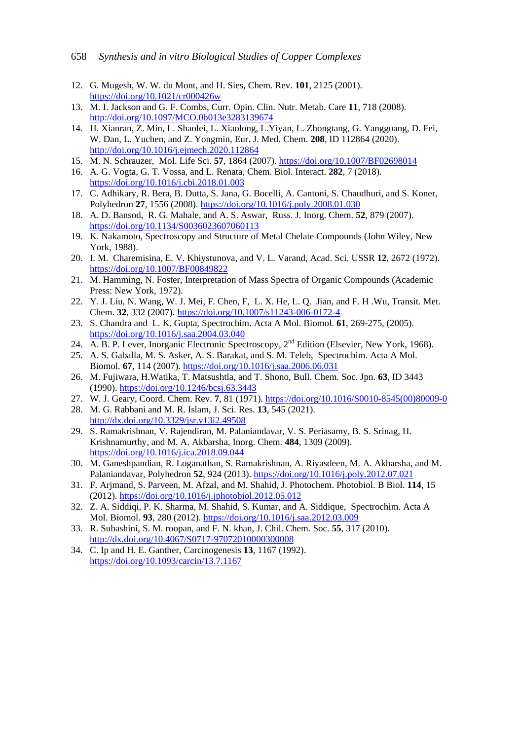12. G. Mugesh, W. W. du Mont, and H. Sies, Chem. Rev. **101**, 2125 (2001). https://doi.org/10.1021/cr000426w
13. M. I. Jackson and G. F. Combs, Curr. Opin. Clin. Nutr. Metab. Care **11**, 718 (2008). http://doi.org/10.1097/MCO.0b013e3283139674
14. H. Xianran, Z. Min, L. Shaolei, L. Xiaolong, L.Yiyan, L. Zhongtang, G. Yangguang, D. Fei, W. Dan, L. Yuchen, and Z. Yongmin, Eur. J. Med. Chem. **208**, ID 112864 (2020). http://doi.org/10.1016/j.ejmech.2020.112864
15. M. N. Schrauzer, Mol. Life Sci. **57**, 1864 (2007). https://doi.org/10.1007/BF02698014
16. A. G. Vogta, G. T. Vossa, and L. Renata, Chem. Biol. Interact. **282**, 7 (2018). https://doi.org/10.1016/j.cbi.2018.01.003
17. C. Adhikary, R. Bera, B. Dutta, S. Jana, G. Bocelli, A. Cantoni, S. Chaudhuri, and S. Koner, Polyhedron **27**, 1556 (2008). https://doi.org/10.1016/j.poly.2008.01.030
18. A. D. Bansod, R. G. Mahale, and A. S. Aswar, Russ. J. Inorg. Chem. **52**, 879 (2007). https://doi.org/10.1134/S0036023607060113
19. K. Nakamoto, Spectroscopy and Structure of Metal Chelate Compounds (John Wiley, New York, 1988).
20. I. M. Charemisina, E. V. Khiystunova, and V. L. Varand, Acad. Sci. USSR **12**, 2672 (1972). https://doi.org/10.1007/BF00849822
21. M. Hamming, N. Foster, Interpretation of Mass Spectra of Organic Compounds (Academic Press: New York, 1972).
22. Y. J. Liu, N. Wang, W. J. Mei, F. Chen, F, L. X. He, L. Q. Jian, and F. H .Wu, Transit. Met. Chem. **32**, 332 (2007). https://doi.org/10.1007/s11243-006-0172-4
23. S. Chandra and L. K. Gupta, Spectrochim. Acta A Mol. Biomol. **61**, 269-275, (2005). https://doi.org/10.1016/j.saa.2004.03.040
24. A. B. P. Lever, Inorganic Electronic Spectroscopy, 2nd Edition (Elsevier, New York, 1968).
25. A. S. Gaballa, M. S. Asker, A. S. Barakat, and S. M. Teleb, Spectrochim. Acta A Mol. Biomol. **67**, 114 (2007). https://doi.org/10.1016/j.saa.2006.06.031
26. M. Fujiwara, H.Watika, T. Matsushtla, and T. Shono, Bull. Chem. Soc. Jpn. **63**, ID 3443 (1990). https://doi.org/10.1246/bcsj.63.3443
27. W. J. Geary, Coord. Chem. Rev. **7**, 81 (1971). https://doi.org/10.1016/S0010-8545(00)80009-0
28. M. G. Rabbani and M. R. Islam, J. Sci. Res. **13**, 545 (2021). http://dx.doi.org/10.3329/jsr.v13i2.49508
29. S. Ramakrishnan, V. Rajendiran, M. Palaniandavar, V. S. Periasamy, B. S. Srinag, H. Krishnamurthy, and M. A. Akbarsha, Inorg. Chem. **484**, 1309 (2009). https://doi.org/10.1016/j.ica.2018.09.044
30. M. Ganeshpandian, R. Loganathan, S. Ramakrishnan, A. Riyasdeen, M. A. Akbarsha, and M. Palaniandavar, Polyhedron **52**, 924 (2013). https://doi.org/10.1016/j.poly.2012.07.021
31. F. Arjmand, S. Parveen, M. Afzal, and M. Shahid, J. Photochem. Photobiol. B Biol. **114**, 15 (2012). https://doi.org/10.1016/j.jphotobiol.2012.05.012
32. Z. A. Siddiqi, P. K. Sharma, M. Shahid, S. Kumar, and A. Siddique, Spectrochim. Acta A Mol. Biomol. **93**, 280 (2012). https://doi.org/10.1016/j.saa.2012.03.009
33. R. Subashini, S. M. roopan, and F. N. khan, J. Chil. Chem. Soc. **55**, 317 (2010). http://dx.doi.org/10.4067/S0717-97072010000300008
34. C. Ip and H. E. Ganther, Carcinogenesis **13**, 1167 (1992). https://doi.org/10.1093/carcin/13.7.1167